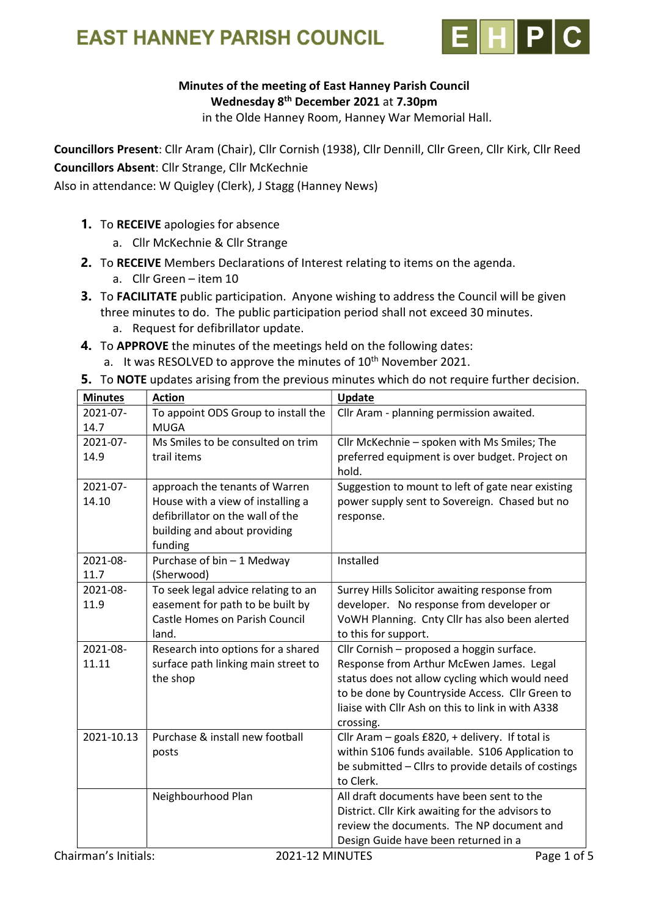# EAST HANNEY PARISH COUNCIL

**Minutes of the meeting of East Hanney Parish Council**
**Wednesday 8th December 2021** at **7.30pm**
in the Olde Hanney Room, Hanney War Memorial Hall.

**Councillors Present**: Cllr Aram (Chair), Cllr Cornish (1938), Cllr Dennill, Cllr Green, Cllr Kirk, Cllr Reed
**Councillors Absent**: Cllr Strange, Cllr McKechnie
Also in attendance: W Quigley (Clerk), J Stagg (Hanney News)

1. To **RECEIVE** apologies for absence
   a. Cllr McKechnie & Cllr Strange
2. To **RECEIVE** Members Declarations of Interest relating to items on the agenda.
   a. Cllr Green – item 10
3. To **FACILITATE** public participation. Anyone wishing to address the Council will be given three minutes to do. The public participation period shall not exceed 30 minutes.
   a. Request for defibrillator update.
4. To **APPROVE** the minutes of the meetings held on the following dates:
   a. It was RESOLVED to approve the minutes of 10th November 2021.
5. To **NOTE** updates arising from the previous minutes which do not require further decision.

| Minutes | Action | Update |
|---|---|---|
| 2021-07-14.7 | To appoint ODS Group to install the MUGA | Cllr Aram - planning permission awaited. |
| 2021-07-14.9 | Ms Smiles to be consulted on trim trail items | Cllr McKechnie – spoken with Ms Smiles; The preferred equipment is over budget. Project on hold. |
| 2021-07-14.10 | approach the tenants of Warren House with a view of installing a defibrillator on the wall of the building and about providing funding | Suggestion to mount to left of gate near existing power supply sent to Sovereign. Chased but no response. |
| 2021-08-11.7 | Purchase of bin – 1 Medway (Sherwood) | Installed |
| 2021-08-11.9 | To seek legal advice relating to an easement for path to be built by Castle Homes on Parish Council land. | Surrey Hills Solicitor awaiting response from developer. No response from developer or VoWH Planning. Cnty Cllr has also been alerted to this for support. |
| 2021-08-11.11 | Research into options for a shared surface path linking main street to the shop | Cllr Cornish – proposed a hoggin surface. Response from Arthur McEwen James. Legal status does not allow cycling which would need to be done by Countryside Access. Cllr Green to liaise with Cllr Ash on this to link in with A338 crossing. |
| 2021-10.13 | Purchase & install new football posts | Cllr Aram – goals £820, + delivery. If total is within S106 funds available. S106 Application to be submitted – Cllrs to provide details of costings to Clerk. |
| | Neighbourhood Plan | All draft documents have been sent to the District. Cllr Kirk awaiting for the advisors to review the documents. The NP document and Design Guide have been returned in a |

Chairman's Initials: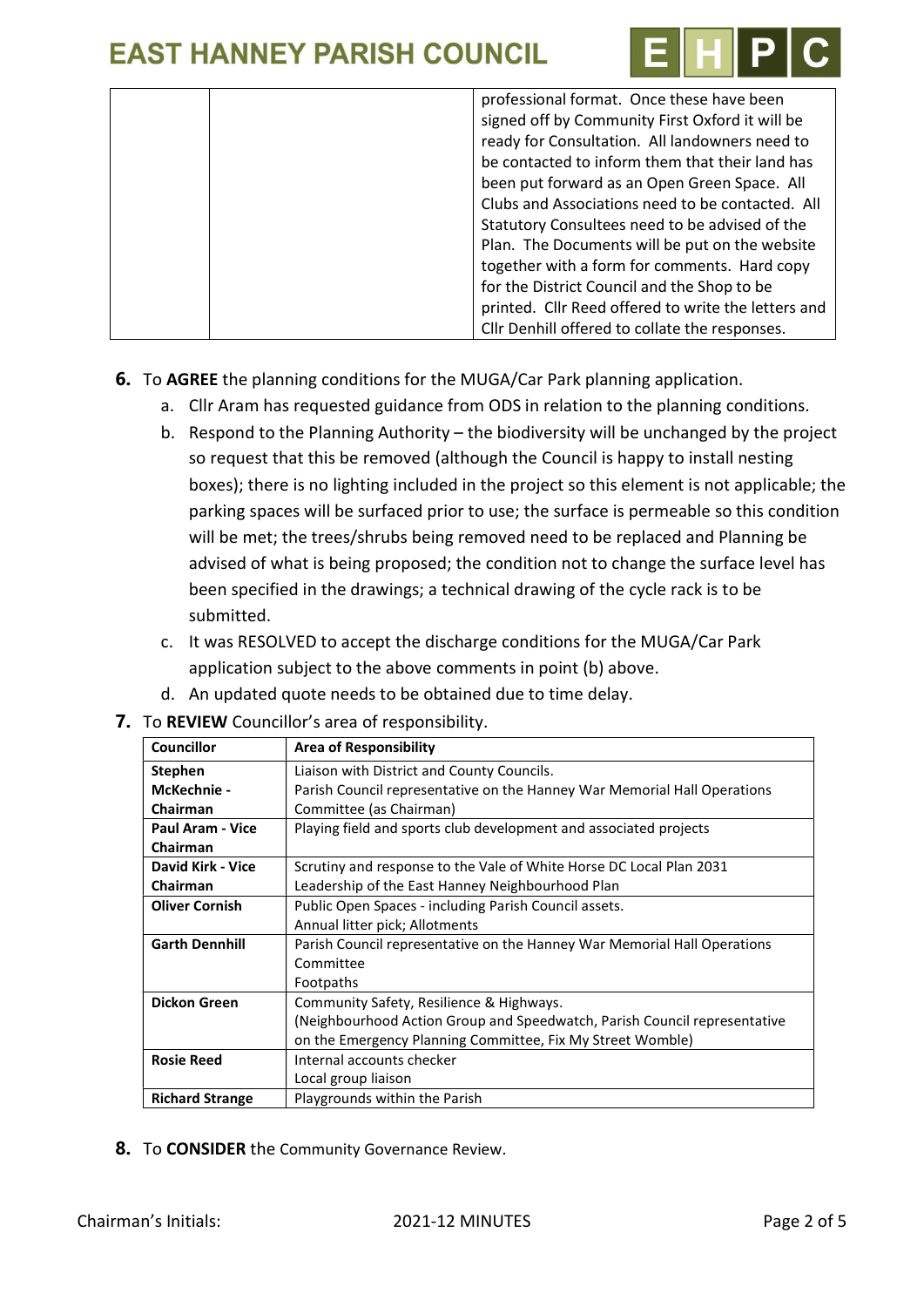| | | professional format. Once these have been signed off by Community First Oxford it will be ready for Consultation. All landowners need to be contacted to inform them that their land has been put forward as an Open Green Space. All Clubs and Associations need to be contacted. All Statutory Consultees need to be advised of the Plan. The Documents will be put on the website together with a form for comments. Hard copy for the District Council and the Shop to be printed. Cllr Reed offered to write the letters and Cllr Denhill offered to collate the responses. |
|---|---|---|

**6.** To **AGREE** the planning conditions for the MUGA/Car Park planning application.

a. Cllr Aram has requested guidance from ODS in relation to the planning conditions.
b. Respond to the Planning Authority – the biodiversity will be unchanged by the project so request that this be removed (although the Council is happy to install nesting boxes); there is no lighting included in the project so this element is not applicable; the parking spaces will be surfaced prior to use; the surface is permeable so this condition will be met; the trees/shrubs being removed need to be replaced and Planning be advised of what is being proposed; the condition not to change the surface level has been specified in the drawings; a technical drawing of the cycle rack is to be submitted.
c. It was RESOLVED to accept the discharge conditions for the MUGA/Car Park application subject to the above comments in point (b) above.
d. An updated quote needs to be obtained due to time delay.

**7.** To **REVIEW** Councillor's area of responsibility.

| Councillor | Area of Responsibility |
|---|---|
| **Stephen McKechnie - Chairman** | Liaison with District and County Councils. Parish Council representative on the Hanney War Memorial Hall Operations Committee (as Chairman) |
| **Paul Aram - Vice Chairman** | Playing field and sports club development and associated projects |
| **David Kirk - Vice Chairman** | Scrutiny and response to the Vale of White Horse DC Local Plan 2031 Leadership of the East Hanney Neighbourhood Plan |
| **Oliver Cornish** | Public Open Spaces - including Parish Council assets. Annual litter pick; Allotments |
| **Garth Dennhill** | Parish Council representative on the Hanney War Memorial Hall Operations Committee Footpaths |
| **Dickon Green** | Community Safety, Resilience & Highways. (Neighbourhood Action Group and Speedwatch, Parish Council representative on the Emergency Planning Committee, Fix My Street Womble) |
| **Rosie Reed** | Internal accounts checker Local group liaison |
| **Richard Strange** | Playgrounds within the Parish |

**8.** To **CONSIDER** the Community Governance Review.

Chairman's Initials: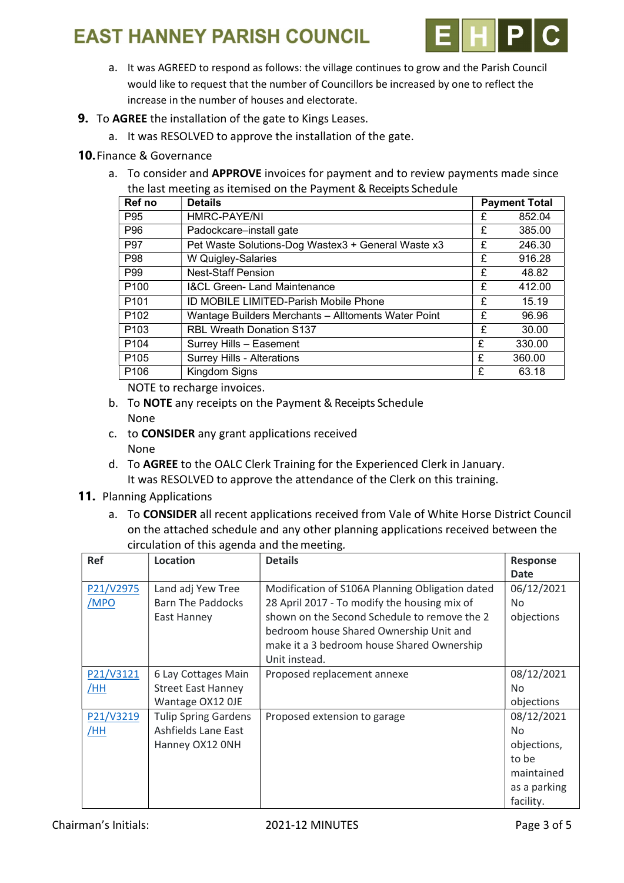a. It was AGREED to respond as follows: the village continues to grow and the Parish Council would like to request that the number of Councillors be increased by one to reflect the increase in the number of houses and electorate.

**9.** To **AGREE** the installation of the gate to Kings Leases.

a. It was RESOLVED to approve the installation of the gate.

**10.** Finance & Governance

a. To consider and **APPROVE** invoices for payment and to review payments made since the last meeting as itemised on the Payment & Receipts Schedule

| Ref no | Details | Payment Total | |
|---|---|---|---|
| P95 | HMRC-PAYE/NI | £ | 852.04 |
| P96 | Padockcare–install gate | £ | 385.00 |
| P97 | Pet Waste Solutions-Dog Wastex3 + General Waste x3 | £ | 246.30 |
| P98 | W Quigley-Salaries | £ | 916.28 |
| P99 | Nest-Staff Pension | £ | 48.82 |
| P100 | I&CL Green- Land Maintenance | £ | 412.00 |
| P101 | ID MOBILE LIMITED-Parish Mobile Phone | £ | 15.19 |
| P102 | Wantage Builders Merchants – Alltoments Water Point | £ | 96.96 |
| P103 | RBL Wreath Donation S137 | £ | 30.00 |
| P104 | Surrey Hills – Easement | £ | 330.00 |
| P105 | Surrey Hills - Alterations | £ | 360.00 |
| P106 | Kingdom Signs | £ | 63.18 |

NOTE to recharge invoices.

b. To **NOTE** any receipts on the Payment & Receipts Schedule
None

c. to **CONSIDER** any grant applications received
None

d. To **AGREE** to the OALC Clerk Training for the Experienced Clerk in January.
It was RESOLVED to approve the attendance of the Clerk on this training.

**11.** Planning Applications

a. To **CONSIDER** all recent applications received from Vale of White Horse District Council on the attached schedule and any other planning applications received between the circulation of this agenda and the meeting.

| Ref | Location | Details | Response Date |
|---|---|---|---|
| P21/V2975/MPO | Land adj Yew Tree Barn The Paddocks East Hanney | Modification of S106A Planning Obligation dated 28 April 2017 - To modify the housing mix of shown on the Second Schedule to remove the 2 bedroom house Shared Ownership Unit and make it a 3 bedroom house Shared Ownership Unit instead. | 06/12/2021 No objections |
| P21/V3121/HH | 6 Lay Cottages Main Street East Hanney Wantage OX12 0JE | Proposed replacement annexe | 08/12/2021 No objections |
| P21/V3219/HH | Tulip Spring Gardens Ashfields Lane East Hanney OX12 0NH | Proposed extension to garage | 08/12/2021 No objections, to be maintained as a parking facility. |

Chairman's Initials: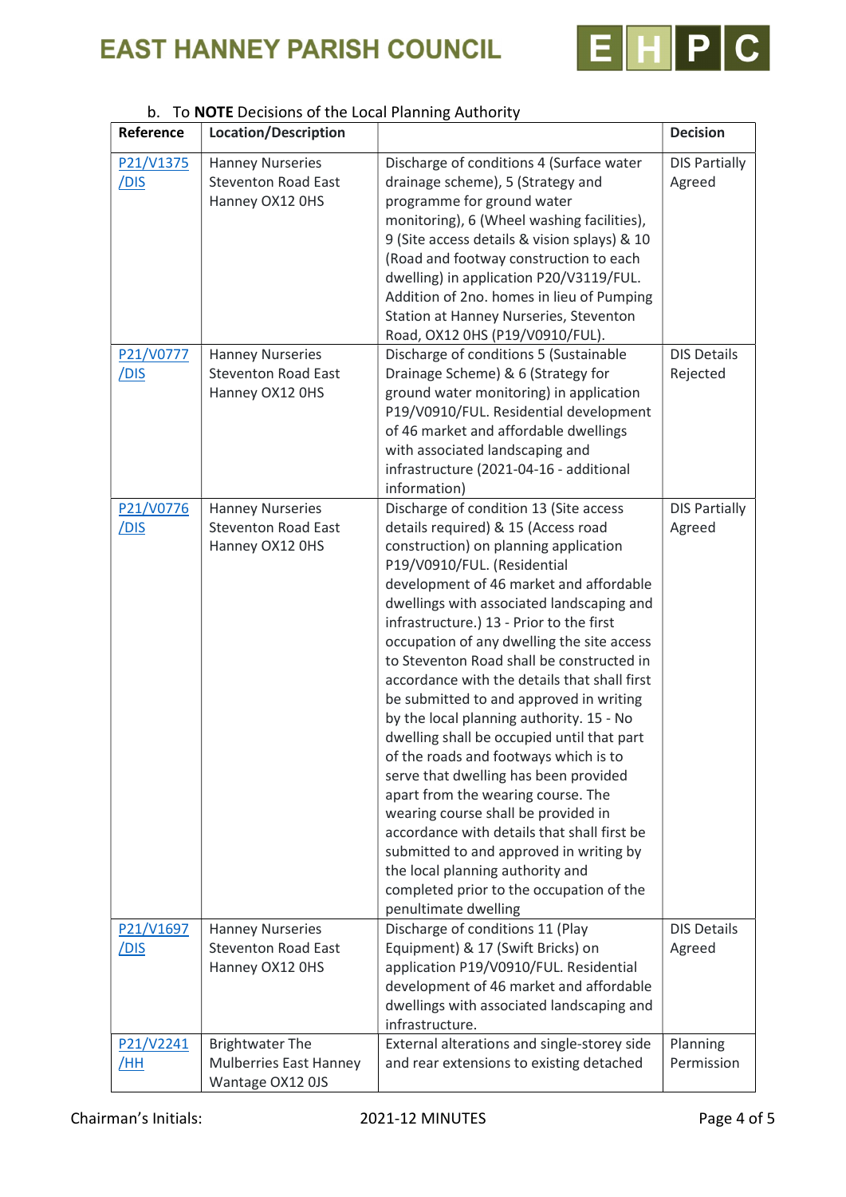b. To **NOTE** Decisions of the Local Planning Authority

| Reference | Location/Description | | Decision |
|---|---|---|---|
| P21/V1375 /DIS | Hanney Nurseries Steventon Road East Hanney OX12 0HS | Discharge of conditions 4 (Surface water drainage scheme), 5 (Strategy and programme for ground water monitoring), 6 (Wheel washing facilities), 9 (Site access details & vision splays) & 10 (Road and footway construction to each dwelling) in application P20/V3119/FUL. Addition of 2no. homes in lieu of Pumping Station at Hanney Nurseries, Steventon Road, OX12 0HS (P19/V0910/FUL). | DIS Partially Agreed |
| P21/V0777 /DIS | Hanney Nurseries Steventon Road East Hanney OX12 0HS | Discharge of conditions 5 (Sustainable Drainage Scheme) & 6 (Strategy for ground water monitoring) in application P19/V0910/FUL. Residential development of 46 market and affordable dwellings with associated landscaping and infrastructure (2021-04-16 - additional information) | DIS Details Rejected |
| P21/V0776 /DIS | Hanney Nurseries Steventon Road East Hanney OX12 0HS | Discharge of condition 13 (Site access details required) & 15 (Access road construction) on planning application P19/V0910/FUL. (Residential development of 46 market and affordable dwellings with associated landscaping and infrastructure.) 13 - Prior to the first occupation of any dwelling the site access to Steventon Road shall be constructed in accordance with the details that shall first be submitted to and approved in writing by the local planning authority. 15 - No dwelling shall be occupied until that part of the roads and footways which is to serve that dwelling has been provided apart from the wearing course. The wearing course shall be provided in accordance with details that shall first be submitted to and approved in writing by the local planning authority and completed prior to the occupation of the penultimate dwelling | DIS Partially Agreed |
| P21/V1697 /DIS | Hanney Nurseries Steventon Road East Hanney OX12 0HS | Discharge of conditions 11 (Play Equipment) & 17 (Swift Bricks) on application P19/V0910/FUL. Residential development of 46 market and affordable dwellings with associated landscaping and infrastructure. | DIS Details Agreed |
| P21/V2241 /HH | Brightwater The Mulberries East Hanney Wantage OX12 0JS | External alterations and single-storey side and rear extensions to existing detached | Planning Permission |

Chairman's Initials: 2021-12 MINUTES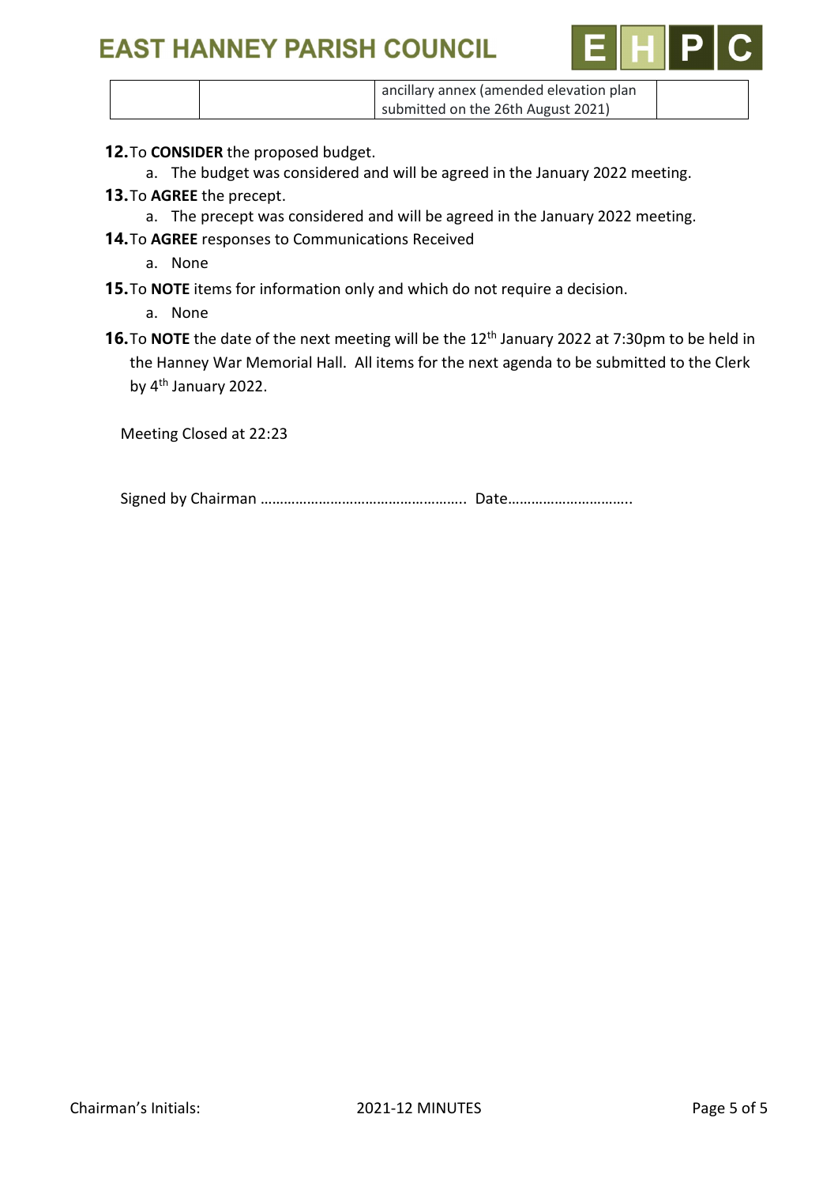| | | | |
|---|---|---|---|
| | | ancillary annex (amended elevation plan submitted on the 26th August 2021) | |

**12.** To **CONSIDER** the proposed budget.

   a. The budget was considered and will be agreed in the January 2022 meeting.

**13.** To **AGREE** the precept.

   a. The precept was considered and will be agreed in the January 2022 meeting.

**14.** To **AGREE** responses to Communications Received

   a. None

**15.** To **NOTE** items for information only and which do not require a decision.

   a. None

**16.** To **NOTE** the date of the next meeting will be the 12th January 2022 at 7:30pm to be held in the Hanney War Memorial Hall. All items for the next agenda to be submitted to the Clerk by 4th January 2022.

Meeting Closed at 22:23

Signed by Chairman ……………………………………………. Date…………………………..

Chairman's Initials: